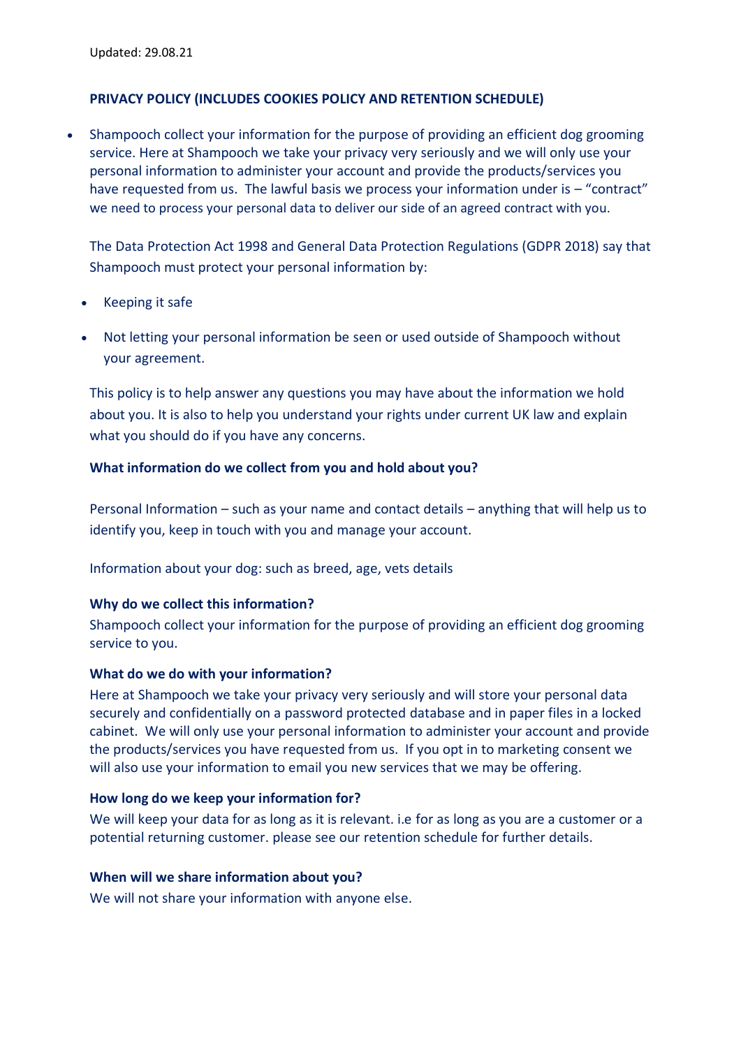Updated: 29.08.21

**PRIVACY POLICY (INCLUDES COOKIES POLICY AND RETENTION SCHEDULE)**

- Shampooch collect your information for the purpose of providing an efficient dog grooming service. Here at Shampooch we take your privacy very seriously and we will only use your personal information to administer your account and provide the products/services you have requested from us. The lawful basis we process your information under is – "contract" we need to process your personal data to deliver our side of an agreed contract with you.

  The Data Protection Act 1998 and General Data Protection Regulations (GDPR 2018) say that Shampooch must protect your personal information by:

  - Keeping it safe
  - Not letting your personal information be seen or used outside of Shampooch without your agreement.

  This policy is to help answer any questions you may have about the information we hold about you. It is also to help you understand your rights under current UK law and explain what you should do if you have any concerns.

**What information do we collect from you and hold about you?**

Personal Information – such as your name and contact details – anything that will help us to identify you, keep in touch with you and manage your account.

Information about your dog: such as breed, age, vets details

**Why do we collect this information?**

Shampooch collect your information for the purpose of providing an efficient dog grooming service to you.

**What do we do with your information?**

Here at Shampooch we take your privacy very seriously and will store your personal data securely and confidentially on a password protected database and in paper files in a locked cabinet. We will only use your personal information to administer your account and provide the products/services you have requested from us. If you opt in to marketing consent we will also use your information to email you new services that we may be offering.

**How long do we keep your information for?**

We will keep your data for as long as it is relevant. i.e for as long as you are a customer or a potential returning customer. please see our retention schedule for further details.

**When will we share information about you?**

We will not share your information with anyone else.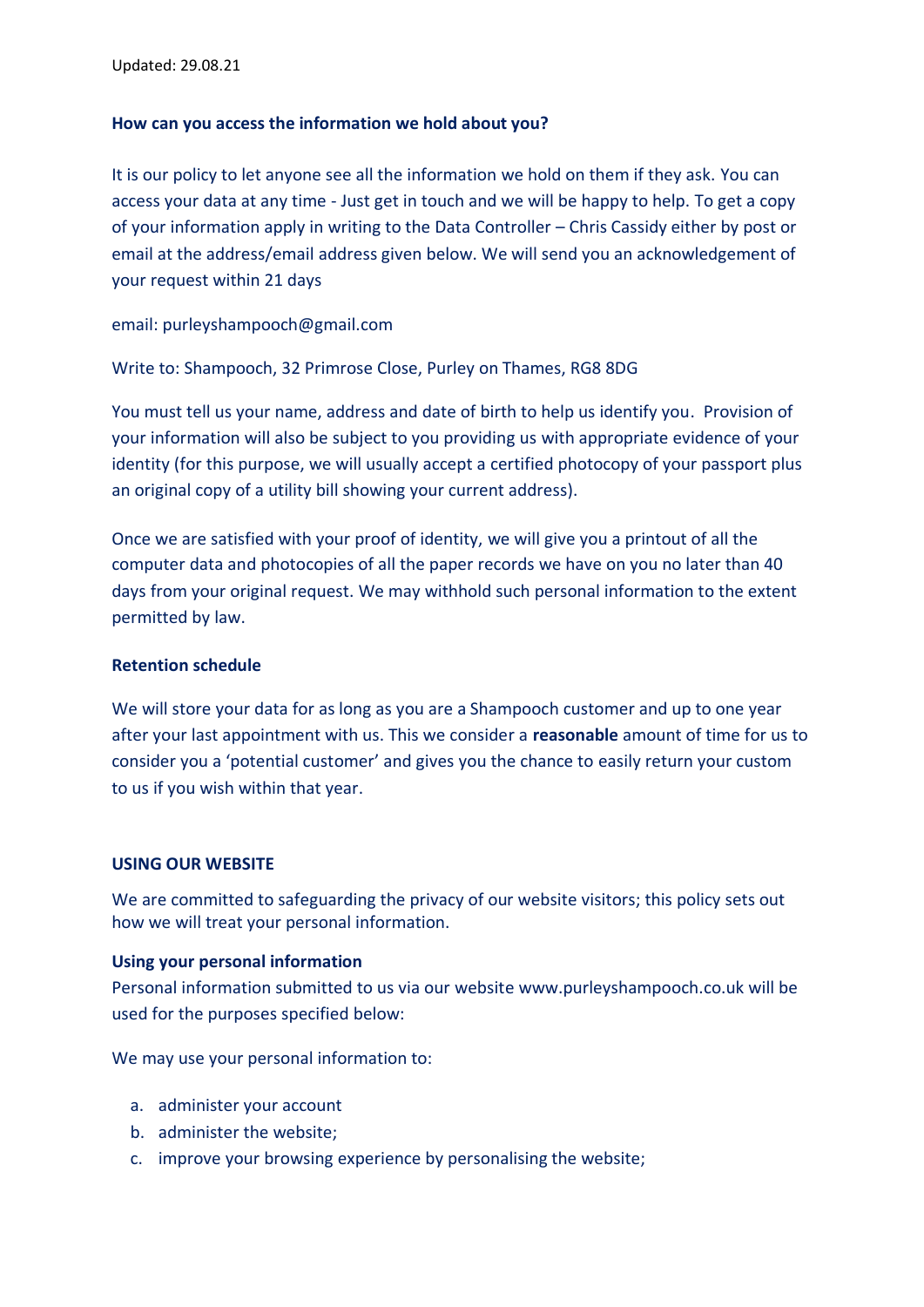Updated: 29.08.21

**How can you access the information we hold about you?**

It is our policy to let anyone see all the information we hold on them if they ask. You can access your data at any time - Just get in touch and we will be happy to help. To get a copy of your information apply in writing to the Data Controller – Chris Cassidy either by post or email at the address/email address given below. We will send you an acknowledgement of your request within 21 days

email: purleyshampooch@gmail.com

Write to: Shampooch, 32 Primrose Close, Purley on Thames, RG8 8DG

You must tell us your name, address and date of birth to help us identify you. Provision of your information will also be subject to you providing us with appropriate evidence of your identity (for this purpose, we will usually accept a certified photocopy of your passport plus an original copy of a utility bill showing your current address).

Once we are satisfied with your proof of identity, we will give you a printout of all the computer data and photocopies of all the paper records we have on you no later than 40 days from your original request. We may withhold such personal information to the extent permitted by law.

**Retention schedule**

We will store your data for as long as you are a Shampooch customer and up to one year after your last appointment with us. This we consider a **reasonable** amount of time for us to consider you a 'potential customer' and gives you the chance to easily return your custom to us if you wish within that year.

**USING OUR WEBSITE**

We are committed to safeguarding the privacy of our website visitors; this policy sets out how we will treat your personal information.

**Using your personal information**

Personal information submitted to us via our website www.purleyshampooch.co.uk will be used for the purposes specified below:

We may use your personal information to:

a. administer your account
b. administer the website;
c. improve your browsing experience by personalising the website;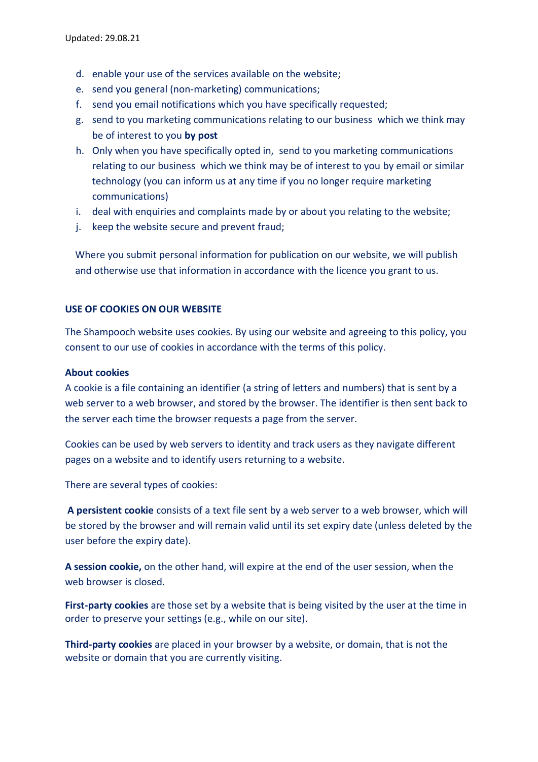d. enable your use of the services available on the website;
e. send you general (non-marketing) communications;
f. send you email notifications which you have specifically requested;
g. send to you marketing communications relating to our business which we think may be of interest to you **by post**
h. Only when you have specifically opted in, send to you marketing communications relating to our business which we think may be of interest to you by email or similar technology (you can inform us at any time if you no longer require marketing communications)
i. deal with enquiries and complaints made by or about you relating to the website;
j. keep the website secure and prevent fraud;

Where you submit personal information for publication on our website, we will publish and otherwise use that information in accordance with the licence you grant to us.

## USE OF COOKIES ON OUR WEBSITE

The Shampooch website uses cookies. By using our website and agreeing to this policy, you consent to our use of cookies in accordance with the terms of this policy.

### About cookies

A cookie is a file containing an identifier (a string of letters and numbers) that is sent by a web server to a web browser, and stored by the browser. The identifier is then sent back to the server each time the browser requests a page from the server.

Cookies can be used by web servers to identity and track users as they navigate different pages on a website and to identify users returning to a website.

There are several types of cookies:

**A persistent cookie** consists of a text file sent by a web server to a web browser, which will be stored by the browser and will remain valid until its set expiry date (unless deleted by the user before the expiry date).

**A session cookie,** on the other hand, will expire at the end of the user session, when the web browser is closed.

**First-party cookies** are those set by a website that is being visited by the user at the time in order to preserve your settings (e.g., while on our site).

**Third-party cookies** are placed in your browser by a website, or domain, that is not the website or domain that you are currently visiting.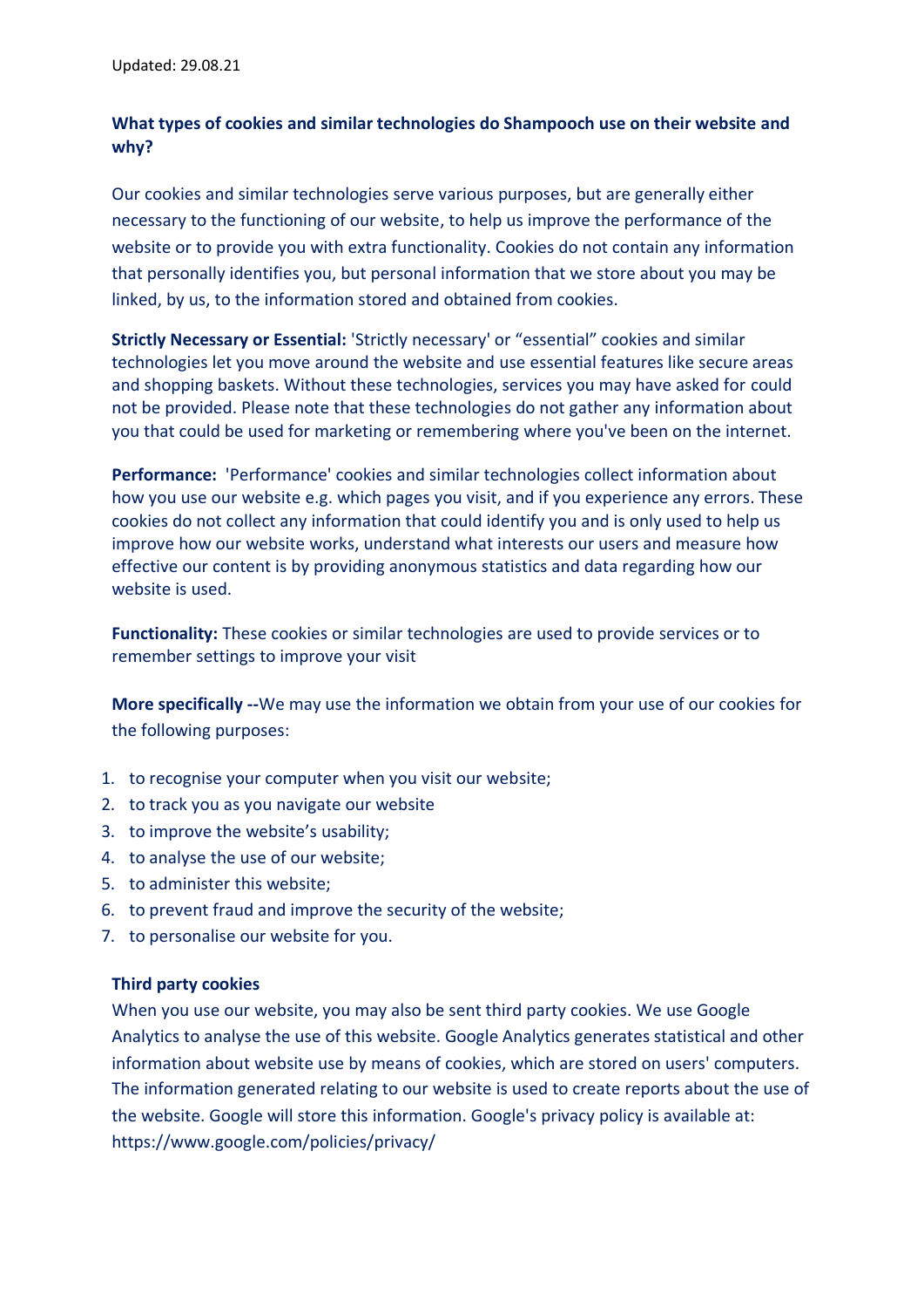Updated: 29.08.21

**What types of cookies and similar technologies do Shampooch use on their website and why?**

Our cookies and similar technologies serve various purposes, but are generally either necessary to the functioning of our website, to help us improve the performance of the website or to provide you with extra functionality. Cookies do not contain any information that personally identifies you, but personal information that we store about you may be linked, by us, to the information stored and obtained from cookies.

**Strictly Necessary or Essential:** 'Strictly necessary' or “essential” cookies and similar technologies let you move around the website and use essential features like secure areas and shopping baskets. Without these technologies, services you may have asked for could not be provided. Please note that these technologies do not gather any information about you that could be used for marketing or remembering where you've been on the internet.

**Performance:** 'Performance' cookies and similar technologies collect information about how you use our website e.g. which pages you visit, and if you experience any errors. These cookies do not collect any information that could identify you and is only used to help us improve how our website works, understand what interests our users and measure how effective our content is by providing anonymous statistics and data regarding how our website is used.

**Functionality:** These cookies or similar technologies are used to provide services or to remember settings to improve your visit

**More specifically --**We may use the information we obtain from your use of our cookies for the following purposes:

1. to recognise your computer when you visit our website;
2. to track you as you navigate our website
3. to improve the website’s usability;
4. to analyse the use of our website;
5. to administer this website;
6. to prevent fraud and improve the security of the website;
7. to personalise our website for you.

**Third party cookies**

When you use our website, you may also be sent third party cookies. We use Google Analytics to analyse the use of this website. Google Analytics generates statistical and other information about website use by means of cookies, which are stored on users' computers. The information generated relating to our website is used to create reports about the use of the website. Google will store this information. Google's privacy policy is available at: https://www.google.com/policies/privacy/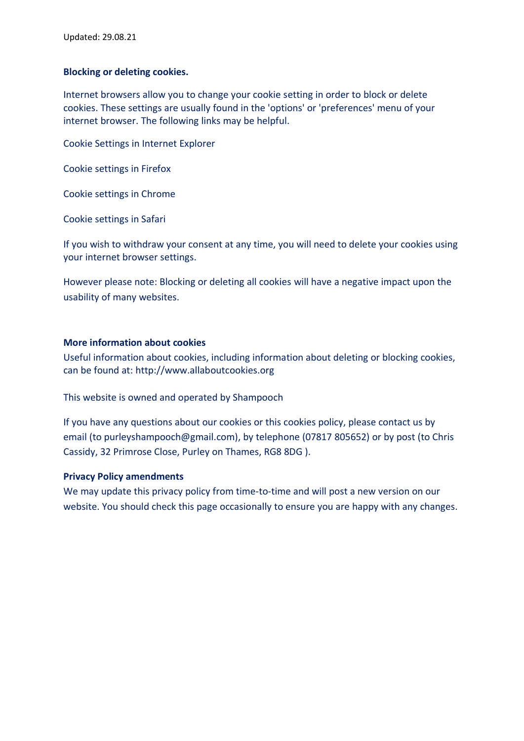Updated: 29.08.21

**Blocking or deleting cookies.**

Internet browsers allow you to change your cookie setting in order to block or delete cookies. These settings are usually found in the 'options' or 'preferences' menu of your internet browser. The following links may be helpful.

Cookie Settings in Internet Explorer

Cookie settings in Firefox

Cookie settings in Chrome

Cookie settings in Safari

If you wish to withdraw your consent at any time, you will need to delete your cookies using your internet browser settings.

However please note: Blocking or deleting all cookies will have a negative impact upon the usability of many websites.

**More information about cookies**

Useful information about cookies, including information about deleting or blocking cookies, can be found at: http://www.allaboutcookies.org

This website is owned and operated by Shampooch

If you have any questions about our cookies or this cookies policy, please contact us by email (to purleyshampooch@gmail.com), by telephone (07817 805652) or by post (to Chris Cassidy, 32 Primrose Close, Purley on Thames, RG8 8DG ).

**Privacy Policy amendments**

We may update this privacy policy from time-to-time and will post a new version on our website. You should check this page occasionally to ensure you are happy with any changes.